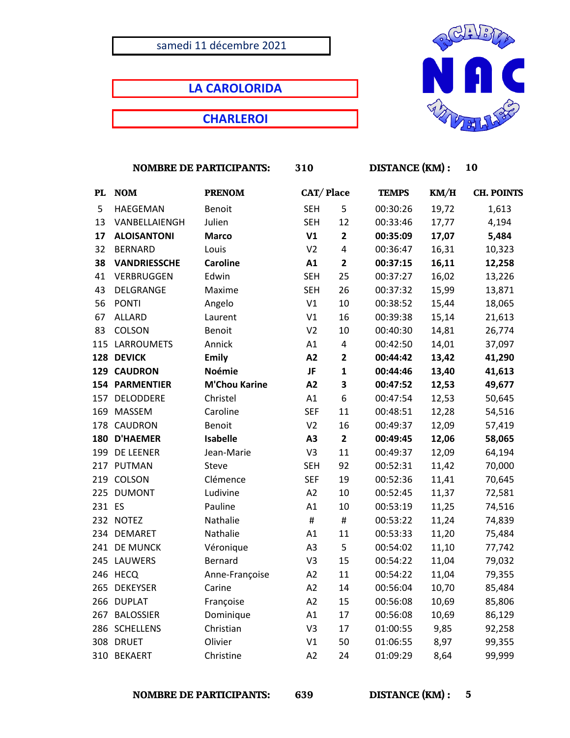samedi 11 décembre 2021

# LA CAROLORIDA

## CHARLEROI

**NOMBRE DE PARTICIPANTS:** 310 **DISTANCE (KM) :** 10

| PL | NOM | PRENOM | CAT/ | Place | TEMPS | KM/H | CH. POINTS |
|---|---|---|---|---|---|---|---|
| 5 | HAEGEMAN | Benoit | SEH | 5 | 00:30:26 | 19,72 | 1,613 |
| 13 | VANBELLAIENGH | Julien | SEH | 12 | 00:33:46 | 17,77 | 4,194 |
| **17** | **ALOISANTONI** | **Marco** | **V1** | **2** | **00:35:09** | **17,07** | **5,484** |
| 32 | BERNARD | Louis | V2 | 4 | 00:36:47 | 16,31 | 10,323 |
| **38** | **VANDRIESSCHE** | **Caroline** | **A1** | **2** | **00:37:15** | **16,11** | **12,258** |
| 41 | VERBRUGGEN | Edwin | SEH | 25 | 00:37:27 | 16,02 | 13,226 |
| 43 | DELGRANGE | Maxime | SEH | 26 | 00:37:32 | 15,99 | 13,871 |
| 56 | PONTI | Angelo | V1 | 10 | 00:38:52 | 15,44 | 18,065 |
| 67 | ALLARD | Laurent | V1 | 16 | 00:39:38 | 15,14 | 21,613 |
| 83 | COLSON | Benoit | V2 | 10 | 00:40:30 | 14,81 | 26,774 |
| 115 | LARROUMETS | Annick | A1 | 4 | 00:42:50 | 14,01 | 37,097 |
| **128** | **DEVICK** | **Emily** | **A2** | **2** | **00:44:42** | **13,42** | **41,290** |
| **129** | **CAUDRON** | **Noémie** | **JF** | **1** | **00:44:46** | **13,40** | **41,613** |
| **154** | **PARMENTIER** | **M'Chou Karine** | **A2** | **3** | **00:47:52** | **12,53** | **49,677** |
| 157 | DELODDERE | Christel | A1 | 6 | 00:47:54 | 12,53 | 50,645 |
| 169 | MASSEM | Caroline | SEF | 11 | 00:48:51 | 12,28 | 54,516 |
| 178 | CAUDRON | Benoit | V2 | 16 | 00:49:37 | 12,09 | 57,419 |
| **180** | **D'HAEMER** | **Isabelle** | **A3** | **2** | **00:49:45** | **12,06** | **58,065** |
| 199 | DE LEENER | Jean-Marie | V3 | 11 | 00:49:37 | 12,09 | 64,194 |
| 217 | PUTMAN | Steve | SEH | 92 | 00:52:31 | 11,42 | 70,000 |
| 219 | COLSON | Clémence | SEF | 19 | 00:52:36 | 11,41 | 70,645 |
| 225 | DUMONT | Ludivine | A2 | 10 | 00:52:45 | 11,37 | 72,581 |
| 231 | ES | Pauline | A1 | 10 | 00:53:19 | 11,25 | 74,516 |
| 232 | NOTEZ | Nathalie | # | # | 00:53:22 | 11,24 | 74,839 |
| 234 | DEMARET | Nathalie | A1 | 11 | 00:53:33 | 11,20 | 75,484 |
| 241 | DE MUNCK | Véronique | A3 | 5 | 00:54:02 | 11,10 | 77,742 |
| 245 | LAUWERS | Bernard | V3 | 15 | 00:54:22 | 11,04 | 79,032 |
| 246 | HECQ | Anne-Françoise | A2 | 11 | 00:54:22 | 11,04 | 79,355 |
| 265 | DEKEYSER | Carine | A2 | 14 | 00:56:04 | 10,70 | 85,484 |
| 266 | DUPLAT | Françoise | A2 | 15 | 00:56:08 | 10,69 | 85,806 |
| 267 | BALOSSIER | Dominique | A1 | 17 | 00:56:08 | 10,69 | 86,129 |
| 286 | SCHELLENS | Christian | V3 | 17 | 01:00:55 | 9,85 | 92,258 |
| 308 | DRUET | Olivier | V1 | 50 | 01:06:55 | 8,97 | 99,355 |
| 310 | BEKAERT | Christine | A2 | 24 | 01:09:29 | 8,64 | 99,999 |

**NOMBRE DE PARTICIPANTS:** 639 **DISTANCE (KM) :** 5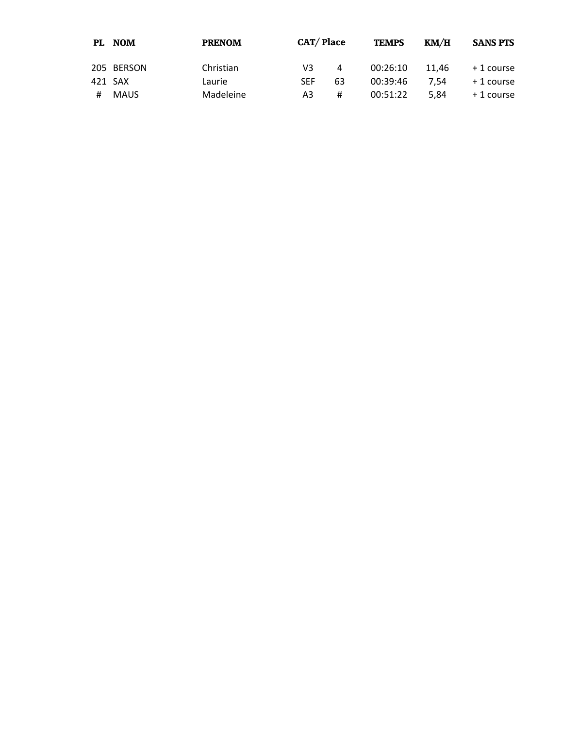| PL | NOM | PRENOM | CAT/ | Place | TEMPS | KM/H | SANS PTS |
|---|---|---|---|---|---|---|---|
| 205 | BERSON | Christian | V3 | 4 | 00:26:10 | 11,46 | + 1 course |
| 421 | SAX | Laurie | SEF | 63 | 00:39:46 | 7,54 | + 1 course |
| # | MAUS | Madeleine | A3 | # | 00:51:22 | 5,84 | + 1 course |